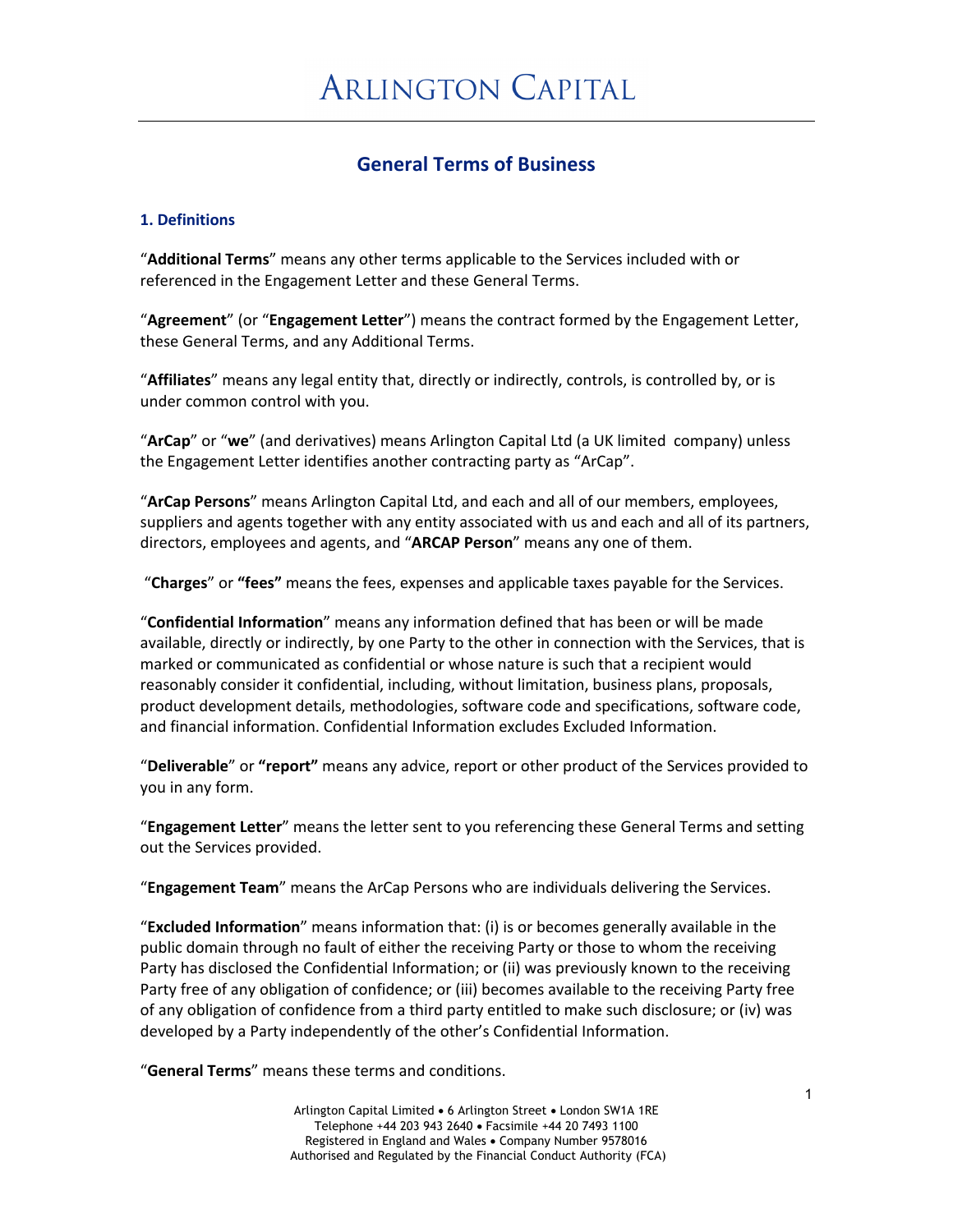# Arlington Capital

## General Terms of Business

### 1. Definitions

"**Additional Terms**" means any other terms applicable to the Services included with or referenced in the Engagement Letter and these General Terms.

"**Agreement**" (or "**Engagement Letter**") means the contract formed by the Engagement Letter, these General Terms, and any Additional Terms.

"**Affiliates**" means any legal entity that, directly or indirectly, controls, is controlled by, or is under common control with you.

"**ArCap**" or "**we**" (and derivatives) means Arlington Capital Ltd (a UK limited company) unless the Engagement Letter identifies another contracting party as "ArCap".

"**ArCap Persons**" means Arlington Capital Ltd, and each and all of our members, employees, suppliers and agents together with any entity associated with us and each and all of its partners, directors, employees and agents, and "**ARCAP Person**" means any one of them.

"**Charges**" or **"fees"** means the fees, expenses and applicable taxes payable for the Services.

"**Confidential Information**" means any information defined that has been or will be made available, directly or indirectly, by one Party to the other in connection with the Services, that is marked or communicated as confidential or whose nature is such that a recipient would reasonably consider it confidential, including, without limitation, business plans, proposals, product development details, methodologies, software code and specifications, software code, and financial information. Confidential Information excludes Excluded Information.

"**Deliverable**" or **"report"** means any advice, report or other product of the Services provided to you in any form.

"**Engagement Letter**" means the letter sent to you referencing these General Terms and setting out the Services provided.

"**Engagement Team**" means the ArCap Persons who are individuals delivering the Services.

"**Excluded Information**" means information that: (i) is or becomes generally available in the public domain through no fault of either the receiving Party or those to whom the receiving Party has disclosed the Confidential Information; or (ii) was previously known to the receiving Party free of any obligation of confidence; or (iii) becomes available to the receiving Party free of any obligation of confidence from a third party entitled to make such disclosure; or (iv) was developed by a Party independently of the other's Confidential Information.

"**General Terms**" means these terms and conditions.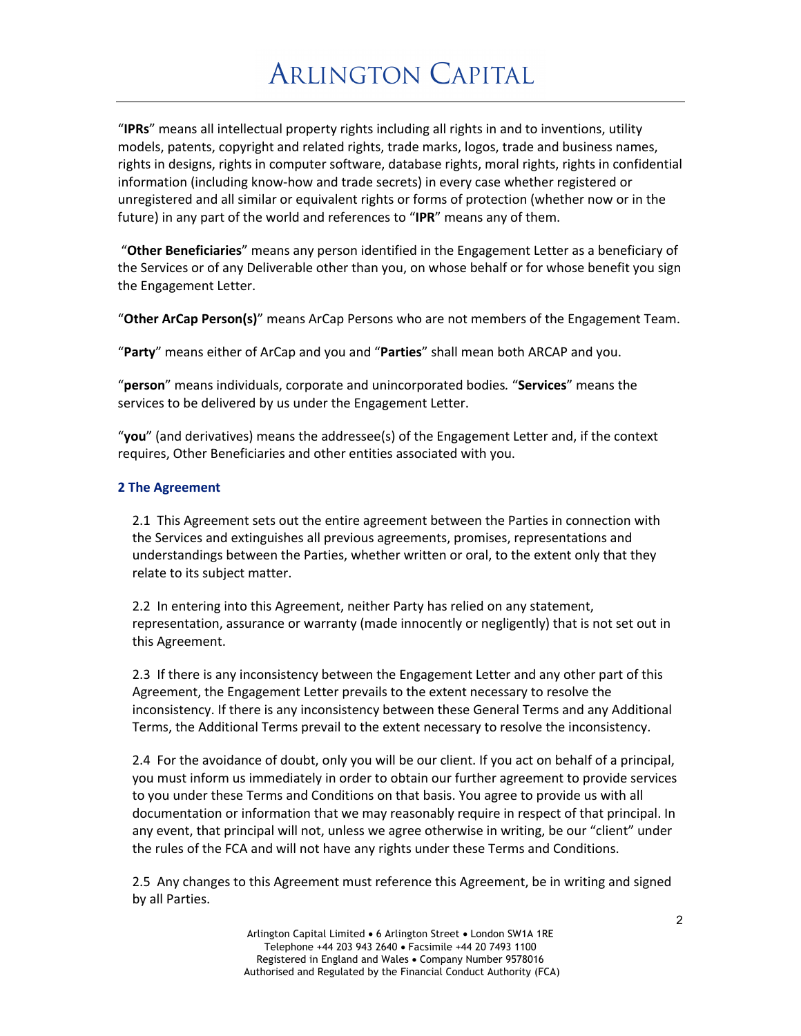"**IPRs**" means all intellectual property rights including all rights in and to inventions, utility models, patents, copyright and related rights, trade marks, logos, trade and business names, rights in designs, rights in computer software, database rights, moral rights, rights in confidential information (including know-how and trade secrets) in every case whether registered or unregistered and all similar or equivalent rights or forms of protection (whether now or in the future) in any part of the world and references to "**IPR**" means any of them.

"**Other Beneficiaries**" means any person identified in the Engagement Letter as a beneficiary of the Services or of any Deliverable other than you, on whose behalf or for whose benefit you sign the Engagement Letter.

"**Other ArCap Person(s)**" means ArCap Persons who are not members of the Engagement Team.

"**Party**" means either of ArCap and you and "**Parties**" shall mean both ARCAP and you.

"**person**" means individuals, corporate and unincorporated bodies. "**Services**" means the services to be delivered by us under the Engagement Letter.

"**you**" (and derivatives) means the addressee(s) of the Engagement Letter and, if the context requires, Other Beneficiaries and other entities associated with you.

## 2 The Agreement

2.1 This Agreement sets out the entire agreement between the Parties in connection with the Services and extinguishes all previous agreements, promises, representations and understandings between the Parties, whether written or oral, to the extent only that they relate to its subject matter.

2.2 In entering into this Agreement, neither Party has relied on any statement, representation, assurance or warranty (made innocently or negligently) that is not set out in this Agreement.

2.3 If there is any inconsistency between the Engagement Letter and any other part of this Agreement, the Engagement Letter prevails to the extent necessary to resolve the inconsistency. If there is any inconsistency between these General Terms and any Additional Terms, the Additional Terms prevail to the extent necessary to resolve the inconsistency.

2.4 For the avoidance of doubt, only you will be our client. If you act on behalf of a principal, you must inform us immediately in order to obtain our further agreement to provide services to you under these Terms and Conditions on that basis. You agree to provide us with all documentation or information that we may reasonably require in respect of that principal. In any event, that principal will not, unless we agree otherwise in writing, be our "client" under the rules of the FCA and will not have any rights under these Terms and Conditions.

2.5 Any changes to this Agreement must reference this Agreement, be in writing and signed by all Parties.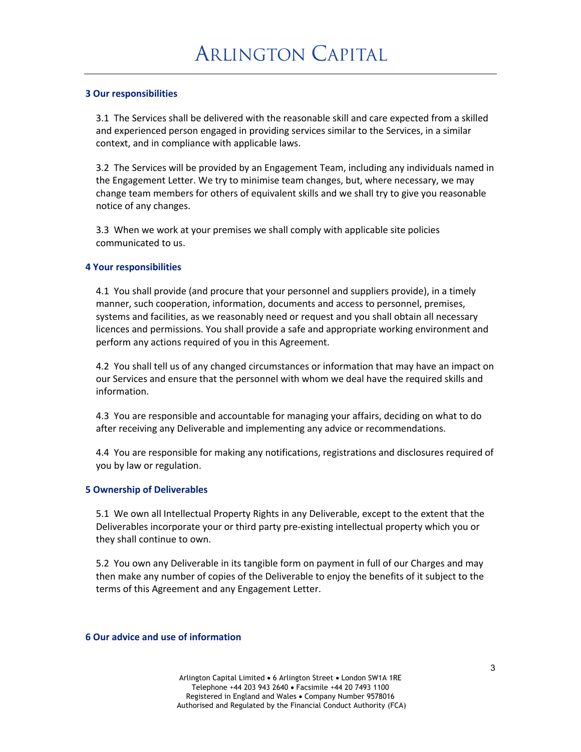### 3 Our responsibilities

3.1 The Services shall be delivered with the reasonable skill and care expected from a skilled and experienced person engaged in providing services similar to the Services, in a similar context, and in compliance with applicable laws.

3.2 The Services will be provided by an Engagement Team, including any individuals named in the Engagement Letter. We try to minimise team changes, but, where necessary, we may change team members for others of equivalent skills and we shall try to give you reasonable notice of any changes.

3.3 When we work at your premises we shall comply with applicable site policies communicated to us.

### 4 Your responsibilities

4.1 You shall provide (and procure that your personnel and suppliers provide), in a timely manner, such cooperation, information, documents and access to personnel, premises, systems and facilities, as we reasonably need or request and you shall obtain all necessary licences and permissions. You shall provide a safe and appropriate working environment and perform any actions required of you in this Agreement.

4.2 You shall tell us of any changed circumstances or information that may have an impact on our Services and ensure that the personnel with whom we deal have the required skills and information.

4.3 You are responsible and accountable for managing your affairs, deciding on what to do after receiving any Deliverable and implementing any advice or recommendations.

4.4 You are responsible for making any notifications, registrations and disclosures required of you by law or regulation.

### 5 Ownership of Deliverables

5.1 We own all Intellectual Property Rights in any Deliverable, except to the extent that the Deliverables incorporate your or third party pre-existing intellectual property which you or they shall continue to own.

5.2 You own any Deliverable in its tangible form on payment in full of our Charges and may then make any number of copies of the Deliverable to enjoy the benefits of it subject to the terms of this Agreement and any Engagement Letter.

### 6 Our advice and use of information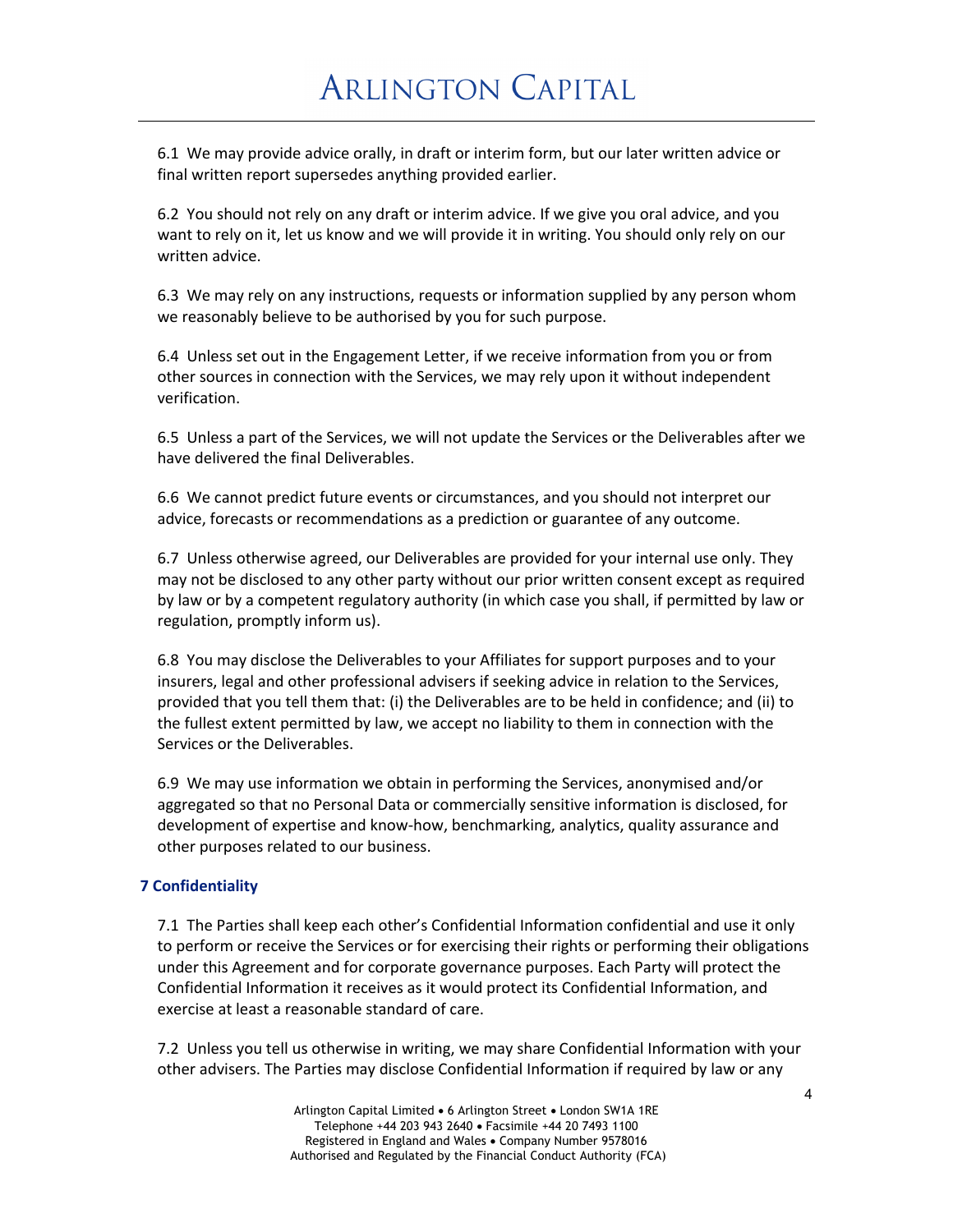6.1 We may provide advice orally, in draft or interim form, but our later written advice or final written report supersedes anything provided earlier.

6.2 You should not rely on any draft or interim advice. If we give you oral advice, and you want to rely on it, let us know and we will provide it in writing. You should only rely on our written advice.

6.3 We may rely on any instructions, requests or information supplied by any person whom we reasonably believe to be authorised by you for such purpose.

6.4 Unless set out in the Engagement Letter, if we receive information from you or from other sources in connection with the Services, we may rely upon it without independent verification.

6.5 Unless a part of the Services, we will not update the Services or the Deliverables after we have delivered the final Deliverables.

6.6 We cannot predict future events or circumstances, and you should not interpret our advice, forecasts or recommendations as a prediction or guarantee of any outcome.

6.7 Unless otherwise agreed, our Deliverables are provided for your internal use only. They may not be disclosed to any other party without our prior written consent except as required by law or by a competent regulatory authority (in which case you shall, if permitted by law or regulation, promptly inform us).

6.8 You may disclose the Deliverables to your Affiliates for support purposes and to your insurers, legal and other professional advisers if seeking advice in relation to the Services, provided that you tell them that: (i) the Deliverables are to be held in confidence; and (ii) to the fullest extent permitted by law, we accept no liability to them in connection with the Services or the Deliverables.

6.9 We may use information we obtain in performing the Services, anonymised and/or aggregated so that no Personal Data or commercially sensitive information is disclosed, for development of expertise and know-how, benchmarking, analytics, quality assurance and other purposes related to our business.

## 7 Confidentiality

7.1 The Parties shall keep each other's Confidential Information confidential and use it only to perform or receive the Services or for exercising their rights or performing their obligations under this Agreement and for corporate governance purposes. Each Party will protect the Confidential Information it receives as it would protect its Confidential Information, and exercise at least a reasonable standard of care.

7.2 Unless you tell us otherwise in writing, we may share Confidential Information with your other advisers. The Parties may disclose Confidential Information if required by law or any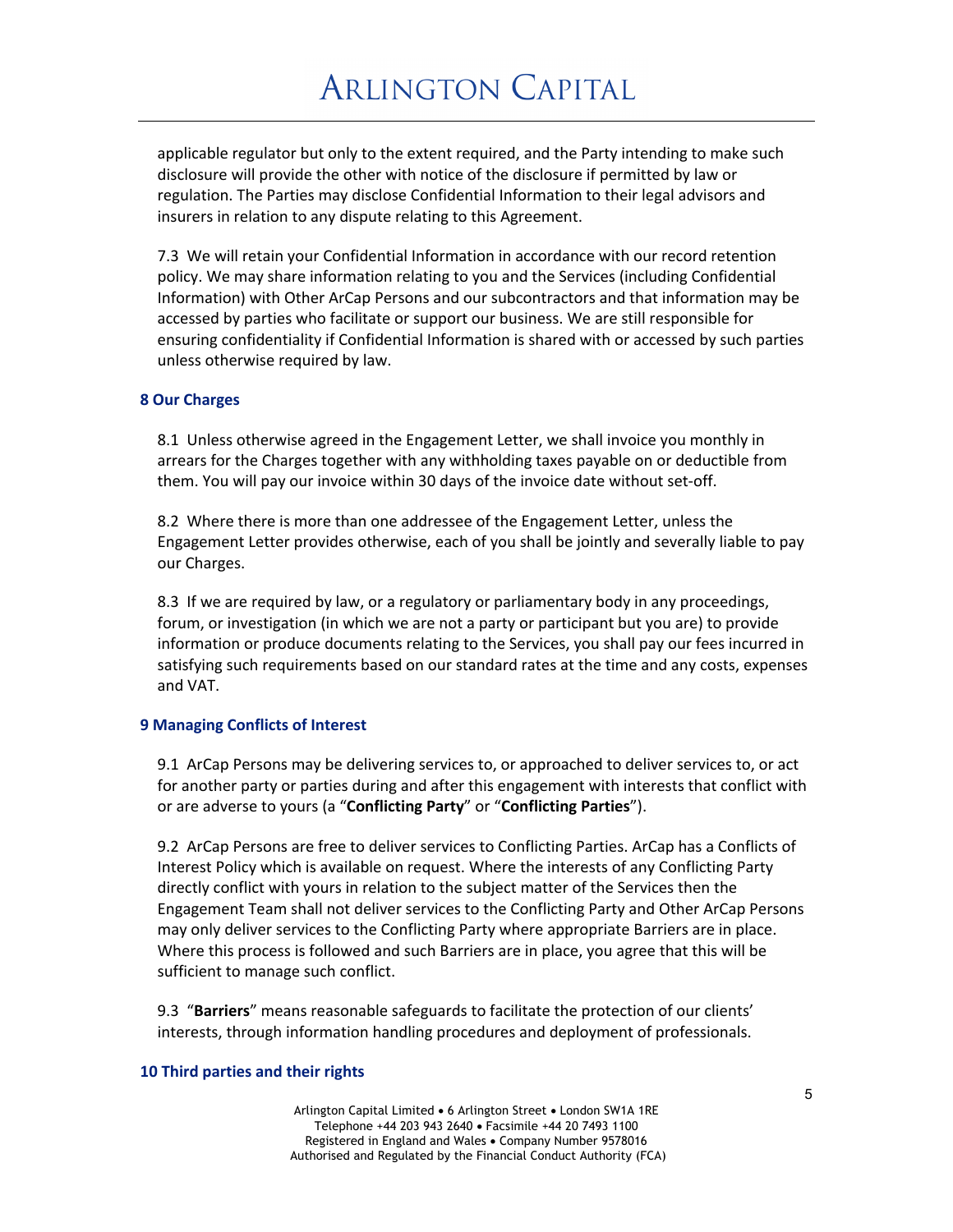applicable regulator but only to the extent required, and the Party intending to make such disclosure will provide the other with notice of the disclosure if permitted by law or regulation. The Parties may disclose Confidential Information to their legal advisors and insurers in relation to any dispute relating to this Agreement.

7.3 We will retain your Confidential Information in accordance with our record retention policy. We may share information relating to you and the Services (including Confidential Information) with Other ArCap Persons and our subcontractors and that information may be accessed by parties who facilitate or support our business. We are still responsible for ensuring confidentiality if Confidential Information is shared with or accessed by such parties unless otherwise required by law.

## 8 Our Charges

8.1 Unless otherwise agreed in the Engagement Letter, we shall invoice you monthly in arrears for the Charges together with any withholding taxes payable on or deductible from them. You will pay our invoice within 30 days of the invoice date without set-off.

8.2 Where there is more than one addressee of the Engagement Letter, unless the Engagement Letter provides otherwise, each of you shall be jointly and severally liable to pay our Charges.

8.3 If we are required by law, or a regulatory or parliamentary body in any proceedings, forum, or investigation (in which we are not a party or participant but you are) to provide information or produce documents relating to the Services, you shall pay our fees incurred in satisfying such requirements based on our standard rates at the time and any costs, expenses and VAT.

## 9 Managing Conflicts of Interest

9.1 ArCap Persons may be delivering services to, or approached to deliver services to, or act for another party or parties during and after this engagement with interests that conflict with or are adverse to yours (a "**Conflicting Party**" or "**Conflicting Parties**").

9.2 ArCap Persons are free to deliver services to Conflicting Parties. ArCap has a Conflicts of Interest Policy which is available on request. Where the interests of any Conflicting Party directly conflict with yours in relation to the subject matter of the Services then the Engagement Team shall not deliver services to the Conflicting Party and Other ArCap Persons may only deliver services to the Conflicting Party where appropriate Barriers are in place. Where this process is followed and such Barriers are in place, you agree that this will be sufficient to manage such conflict.

9.3 "**Barriers**" means reasonable safeguards to facilitate the protection of our clients' interests, through information handling procedures and deployment of professionals.

## 10 Third parties and their rights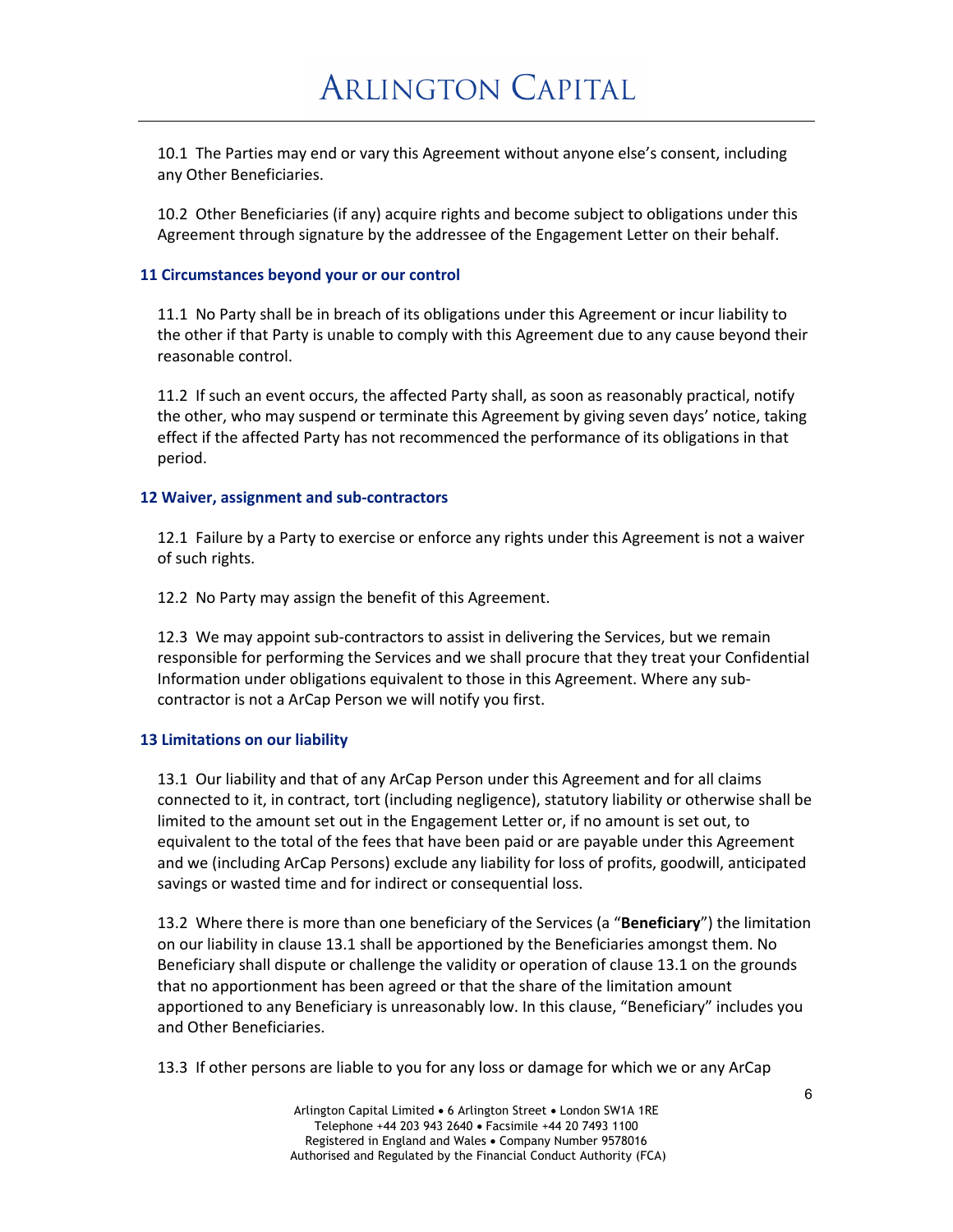10.1 The Parties may end or vary this Agreement without anyone else's consent, including any Other Beneficiaries.

10.2 Other Beneficiaries (if any) acquire rights and become subject to obligations under this Agreement through signature by the addressee of the Engagement Letter on their behalf.

### 11 Circumstances beyond your or our control

11.1 No Party shall be in breach of its obligations under this Agreement or incur liability to the other if that Party is unable to comply with this Agreement due to any cause beyond their reasonable control.

11.2 If such an event occurs, the affected Party shall, as soon as reasonably practical, notify the other, who may suspend or terminate this Agreement by giving seven days' notice, taking effect if the affected Party has not recommenced the performance of its obligations in that period.

### 12 Waiver, assignment and sub-contractors

12.1 Failure by a Party to exercise or enforce any rights under this Agreement is not a waiver of such rights.

12.2 No Party may assign the benefit of this Agreement.

12.3 We may appoint sub-contractors to assist in delivering the Services, but we remain responsible for performing the Services and we shall procure that they treat your Confidential Information under obligations equivalent to those in this Agreement. Where any sub-contractor is not a ArCap Person we will notify you first.

### 13 Limitations on our liability

13.1 Our liability and that of any ArCap Person under this Agreement and for all claims connected to it, in contract, tort (including negligence), statutory liability or otherwise shall be limited to the amount set out in the Engagement Letter or, if no amount is set out, to equivalent to the total of the fees that have been paid or are payable under this Agreement and we (including ArCap Persons) exclude any liability for loss of profits, goodwill, anticipated savings or wasted time and for indirect or consequential loss.

13.2 Where there is more than one beneficiary of the Services (a "**Beneficiary**") the limitation on our liability in clause 13.1 shall be apportioned by the Beneficiaries amongst them. No Beneficiary shall dispute or challenge the validity or operation of clause 13.1 on the grounds that no apportionment has been agreed or that the share of the limitation amount apportioned to any Beneficiary is unreasonably low. In this clause, "Beneficiary" includes you and Other Beneficiaries.

13.3 If other persons are liable to you for any loss or damage for which we or any ArCap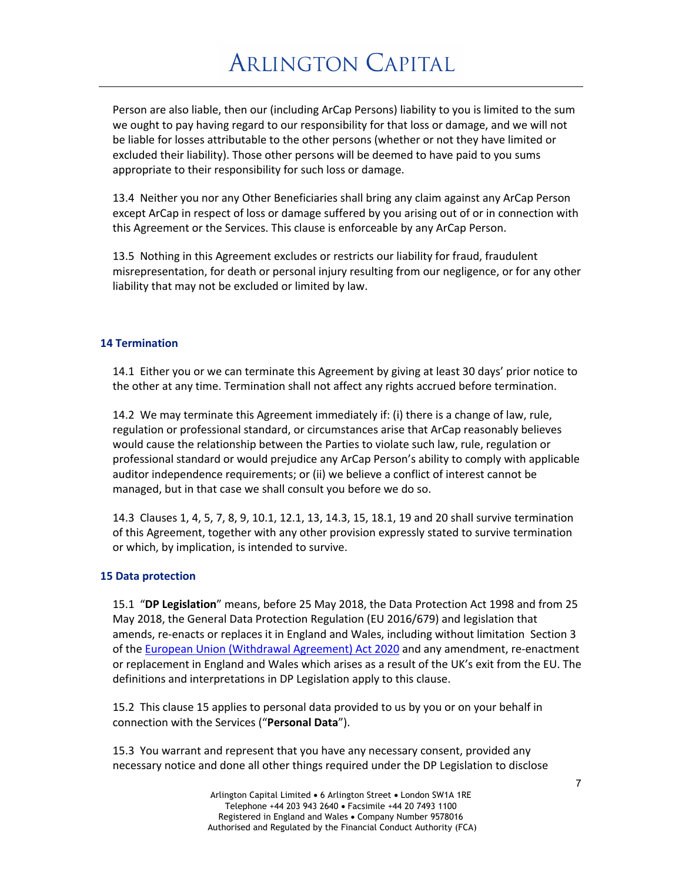Person are also liable, then our (including ArCap Persons) liability to you is limited to the sum we ought to pay having regard to our responsibility for that loss or damage, and we will not be liable for losses attributable to the other persons (whether or not they have limited or excluded their liability). Those other persons will be deemed to have paid to you sums appropriate to their responsibility for such loss or damage.

13.4 Neither you nor any Other Beneficiaries shall bring any claim against any ArCap Person except ArCap in respect of loss or damage suffered by you arising out of or in connection with this Agreement or the Services. This clause is enforceable by any ArCap Person.

13.5 Nothing in this Agreement excludes or restricts our liability for fraud, fraudulent misrepresentation, for death or personal injury resulting from our negligence, or for any other liability that may not be excluded or limited by law.

### 14 Termination

14.1 Either you or we can terminate this Agreement by giving at least 30 days' prior notice to the other at any time. Termination shall not affect any rights accrued before termination.

14.2 We may terminate this Agreement immediately if: (i) there is a change of law, rule, regulation or professional standard, or circumstances arise that ArCap reasonably believes would cause the relationship between the Parties to violate such law, rule, regulation or professional standard or would prejudice any ArCap Person's ability to comply with applicable auditor independence requirements; or (ii) we believe a conflict of interest cannot be managed, but in that case we shall consult you before we do so.

14.3 Clauses 1, 4, 5, 7, 8, 9, 10.1, 12.1, 13, 14.3, 15, 18.1, 19 and 20 shall survive termination of this Agreement, together with any other provision expressly stated to survive termination or which, by implication, is intended to survive.

### 15 Data protection

15.1 "**DP Legislation**" means, before 25 May 2018, the Data Protection Act 1998 and from 25 May 2018, the General Data Protection Regulation (EU 2016/679) and legislation that amends, re-enacts or replaces it in England and Wales, including without limitation Section 3 of the European Union (Withdrawal Agreement) Act 2020 and any amendment, re-enactment or replacement in England and Wales which arises as a result of the UK's exit from the EU. The definitions and interpretations in DP Legislation apply to this clause.

15.2 This clause 15 applies to personal data provided to us by you or on your behalf in connection with the Services ("**Personal Data**").

15.3 You warrant and represent that you have any necessary consent, provided any necessary notice and done all other things required under the DP Legislation to disclose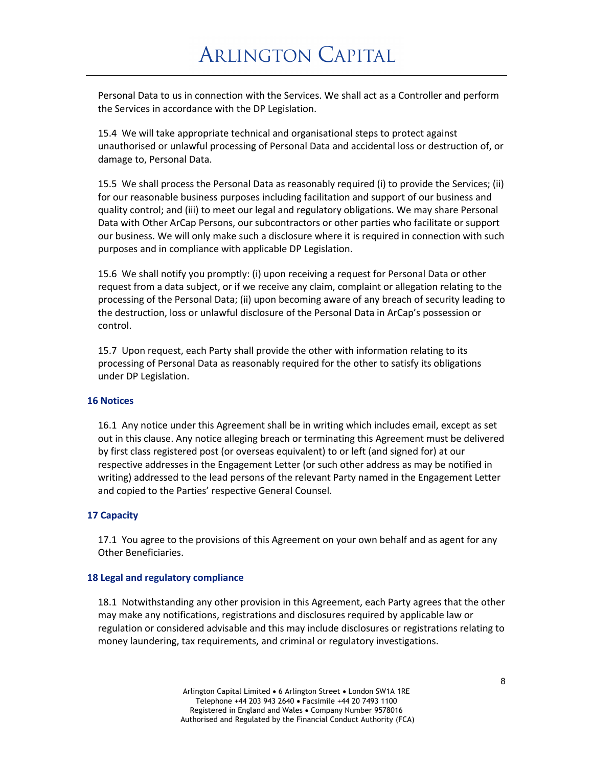Personal Data to us in connection with the Services. We shall act as a Controller and perform the Services in accordance with the DP Legislation.

15.4 We will take appropriate technical and organisational steps to protect against unauthorised or unlawful processing of Personal Data and accidental loss or destruction of, or damage to, Personal Data.

15.5 We shall process the Personal Data as reasonably required (i) to provide the Services; (ii) for our reasonable business purposes including facilitation and support of our business and quality control; and (iii) to meet our legal and regulatory obligations. We may share Personal Data with Other ArCap Persons, our subcontractors or other parties who facilitate or support our business. We will only make such a disclosure where it is required in connection with such purposes and in compliance with applicable DP Legislation.

15.6 We shall notify you promptly: (i) upon receiving a request for Personal Data or other request from a data subject, or if we receive any claim, complaint or allegation relating to the processing of the Personal Data; (ii) upon becoming aware of any breach of security leading to the destruction, loss or unlawful disclosure of the Personal Data in ArCap's possession or control.

15.7 Upon request, each Party shall provide the other with information relating to its processing of Personal Data as reasonably required for the other to satisfy its obligations under DP Legislation.

### 16 Notices

16.1 Any notice under this Agreement shall be in writing which includes email, except as set out in this clause. Any notice alleging breach or terminating this Agreement must be delivered by first class registered post (or overseas equivalent) to or left (and signed for) at our respective addresses in the Engagement Letter (or such other address as may be notified in writing) addressed to the lead persons of the relevant Party named in the Engagement Letter and copied to the Parties' respective General Counsel.

### 17 Capacity

17.1 You agree to the provisions of this Agreement on your own behalf and as agent for any Other Beneficiaries.

### 18 Legal and regulatory compliance

18.1 Notwithstanding any other provision in this Agreement, each Party agrees that the other may make any notifications, registrations and disclosures required by applicable law or regulation or considered advisable and this may include disclosures or registrations relating to money laundering, tax requirements, and criminal or regulatory investigations.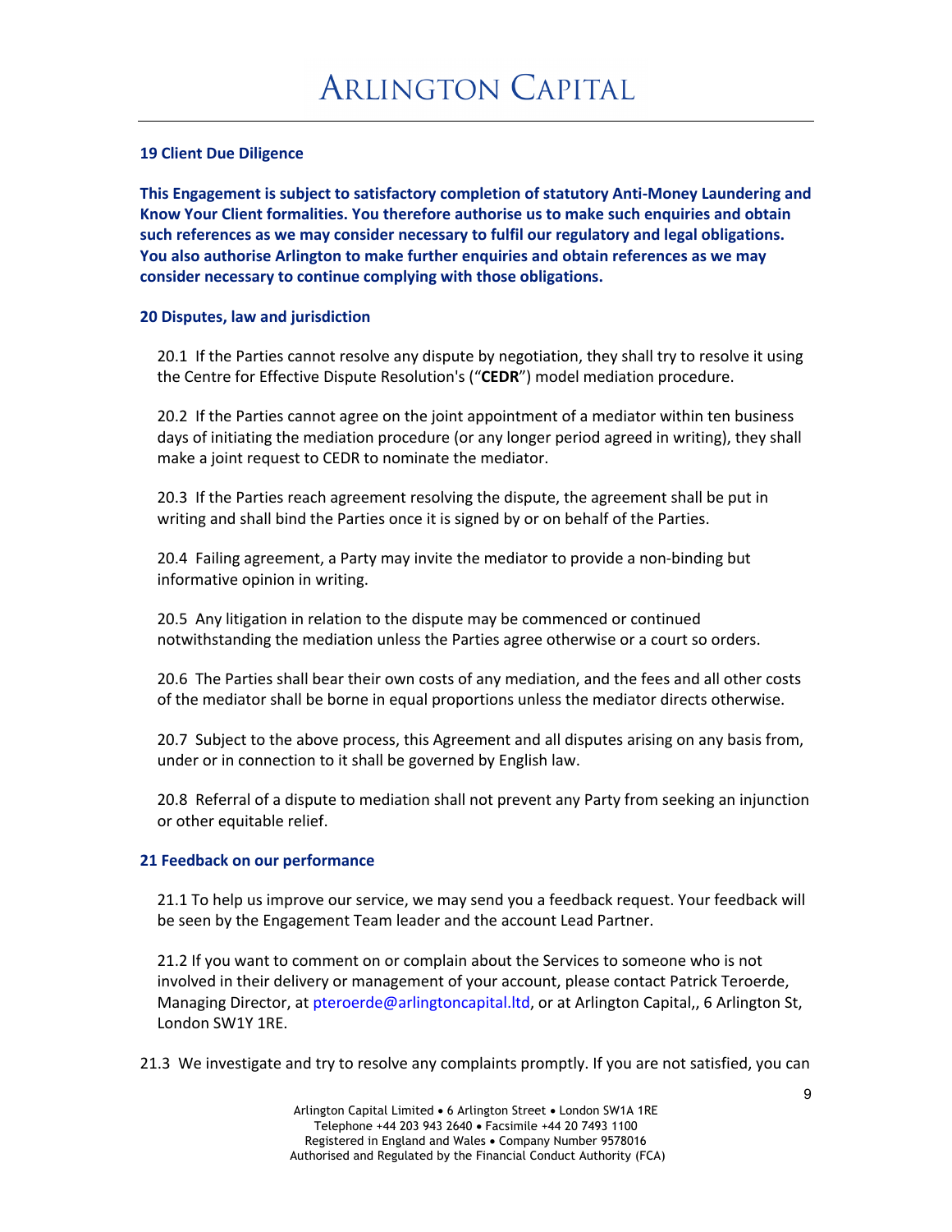### 19 Client Due Diligence

**This Engagement is subject to satisfactory completion of statutory Anti-Money Laundering and Know Your Client formalities. You therefore authorise us to make such enquiries and obtain such references as we may consider necessary to fulfil our regulatory and legal obligations. You also authorise Arlington to make further enquiries and obtain references as we may consider necessary to continue complying with those obligations.**

### 20 Disputes, law and jurisdiction

20.1 If the Parties cannot resolve any dispute by negotiation, they shall try to resolve it using the Centre for Effective Dispute Resolution's ("**CEDR**") model mediation procedure.

20.2 If the Parties cannot agree on the joint appointment of a mediator within ten business days of initiating the mediation procedure (or any longer period agreed in writing), they shall make a joint request to CEDR to nominate the mediator.

20.3 If the Parties reach agreement resolving the dispute, the agreement shall be put in writing and shall bind the Parties once it is signed by or on behalf of the Parties.

20.4 Failing agreement, a Party may invite the mediator to provide a non-binding but informative opinion in writing.

20.5 Any litigation in relation to the dispute may be commenced or continued notwithstanding the mediation unless the Parties agree otherwise or a court so orders.

20.6 The Parties shall bear their own costs of any mediation, and the fees and all other costs of the mediator shall be borne in equal proportions unless the mediator directs otherwise.

20.7 Subject to the above process, this Agreement and all disputes arising on any basis from, under or in connection to it shall be governed by English law.

20.8 Referral of a dispute to mediation shall not prevent any Party from seeking an injunction or other equitable relief.

### 21 Feedback on our performance

21.1 To help us improve our service, we may send you a feedback request. Your feedback will be seen by the Engagement Team leader and the account Lead Partner.

21.2 If you want to comment on or complain about the Services to someone who is not involved in their delivery or management of your account, please contact Patrick Teroerde, Managing Director, at pteroerde@arlingtoncapital.ltd, or at Arlington Capital,, 6 Arlington St, London SW1Y 1RE.

21.3 We investigate and try to resolve any complaints promptly. If you are not satisfied, you can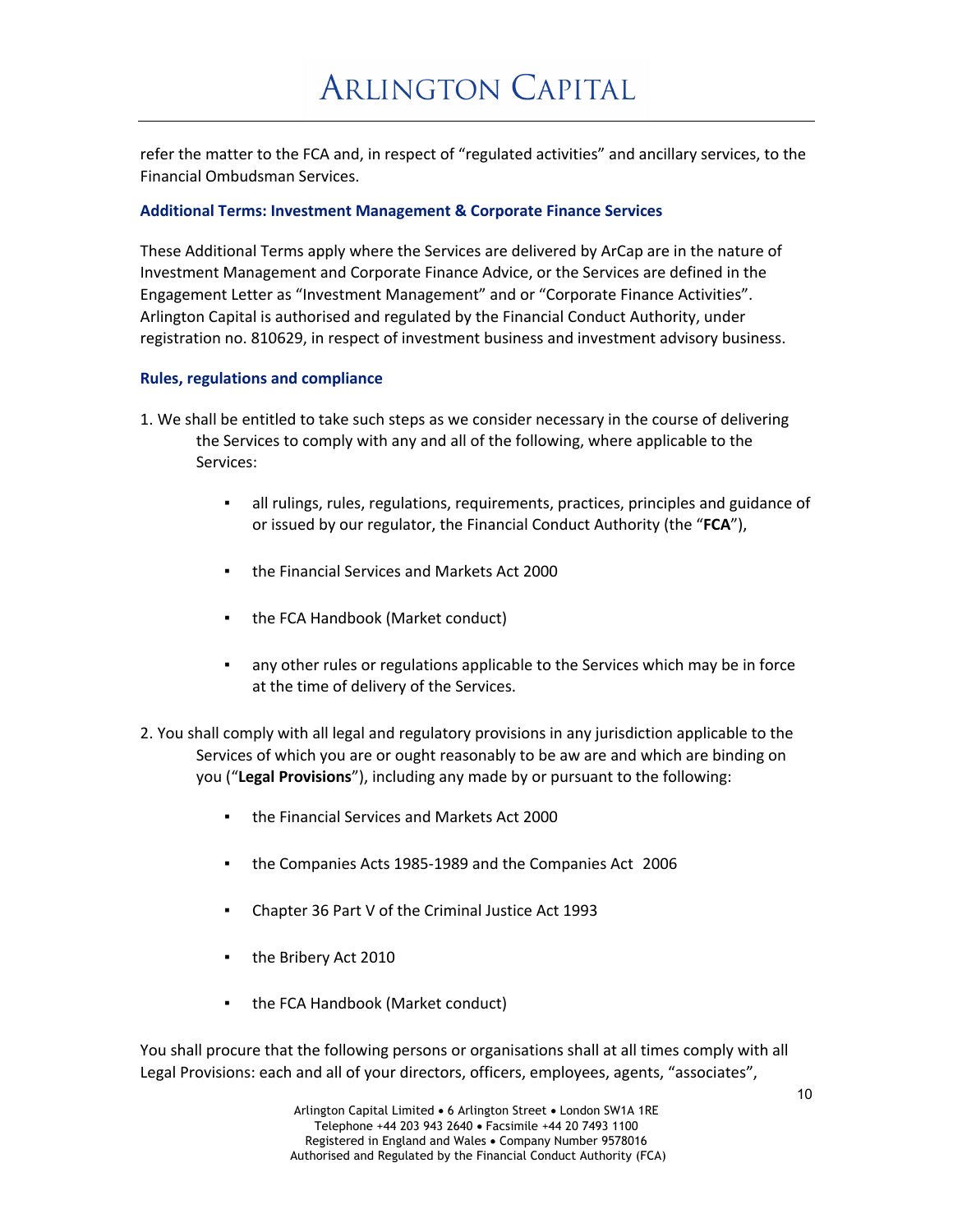refer the matter to the FCA and, in respect of "regulated activities" and ancillary services, to the Financial Ombudsman Services.

### Additional Terms: Investment Management & Corporate Finance Services

These Additional Terms apply where the Services are delivered by ArCap are in the nature of Investment Management and Corporate Finance Advice, or the Services are defined in the Engagement Letter as "Investment Management" and or "Corporate Finance Activities". Arlington Capital is authorised and regulated by the Financial Conduct Authority, under registration no. 810629, in respect of investment business and investment advisory business.

### Rules, regulations and compliance

1. We shall be entitled to take such steps as we consider necessary in the course of delivering the Services to comply with any and all of the following, where applicable to the Services:

    - all rulings, rules, regulations, requirements, practices, principles and guidance of or issued by our regulator, the Financial Conduct Authority (the "**FCA**"),
    - the Financial Services and Markets Act 2000
    - the FCA Handbook (Market conduct)
    - any other rules or regulations applicable to the Services which may be in force at the time of delivery of the Services.

2. You shall comply with all legal and regulatory provisions in any jurisdiction applicable to the Services of which you are or ought reasonably to be aw are and which are binding on you ("**Legal Provisions**"), including any made by or pursuant to the following:

    - the Financial Services and Markets Act 2000
    - the Companies Acts 1985-1989 and the Companies Act 2006
    - Chapter 36 Part V of the Criminal Justice Act 1993
    - the Bribery Act 2010
    - the FCA Handbook (Market conduct)

You shall procure that the following persons or organisations shall at all times comply with all Legal Provisions: each and all of your directors, officers, employees, agents, "associates",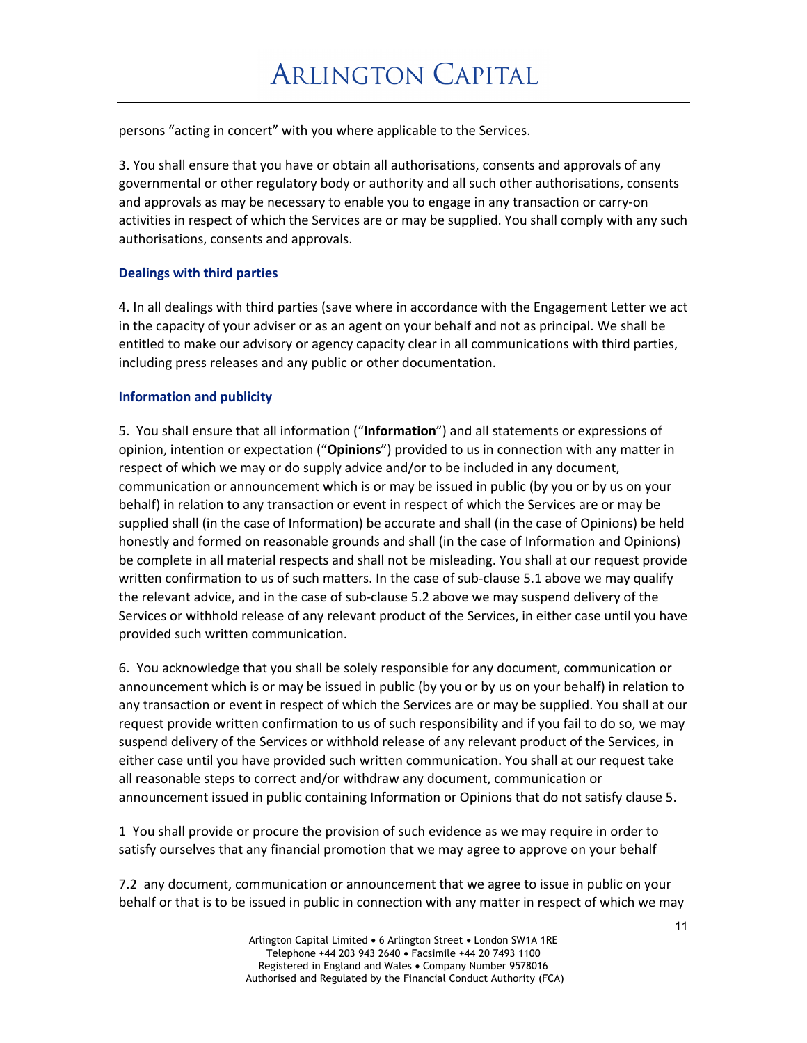persons “acting in concert” with you where applicable to the Services.

3. You shall ensure that you have or obtain all authorisations, consents and approvals of any governmental or other regulatory body or authority and all such other authorisations, consents and approvals as may be necessary to enable you to engage in any transaction or carry-on activities in respect of which the Services are or may be supplied. You shall comply with any such authorisations, consents and approvals.

### Dealings with third parties

4. In all dealings with third parties (save where in accordance with the Engagement Letter we act in the capacity of your adviser or as an agent on your behalf and not as principal. We shall be entitled to make our advisory or agency capacity clear in all communications with third parties, including press releases and any public or other documentation.

### Information and publicity

5. You shall ensure that all information (“**Information**”) and all statements or expressions of opinion, intention or expectation (“**Opinions**”) provided to us in connection with any matter in respect of which we may or do supply advice and/or to be included in any document, communication or announcement which is or may be issued in public (by you or by us on your behalf) in relation to any transaction or event in respect of which the Services are or may be supplied shall (in the case of Information) be accurate and shall (in the case of Opinions) be held honestly and formed on reasonable grounds and shall (in the case of Information and Opinions) be complete in all material respects and shall not be misleading. You shall at our request provide written confirmation to us of such matters. In the case of sub-clause 5.1 above we may qualify the relevant advice, and in the case of sub-clause 5.2 above we may suspend delivery of the Services or withhold release of any relevant product of the Services, in either case until you have provided such written communication.

6. You acknowledge that you shall be solely responsible for any document, communication or announcement which is or may be issued in public (by you or by us on your behalf) in relation to any transaction or event in respect of which the Services are or may be supplied. You shall at our request provide written confirmation to us of such responsibility and if you fail to do so, we may suspend delivery of the Services or withhold release of any relevant product of the Services, in either case until you have provided such written communication. You shall at our request take all reasonable steps to correct and/or withdraw any document, communication or announcement issued in public containing Information or Opinions that do not satisfy clause 5.

1 You shall provide or procure the provision of such evidence as we may require in order to satisfy ourselves that any financial promotion that we may agree to approve on your behalf

7.2 any document, communication or announcement that we agree to issue in public on your behalf or that is to be issued in public in connection with any matter in respect of which we may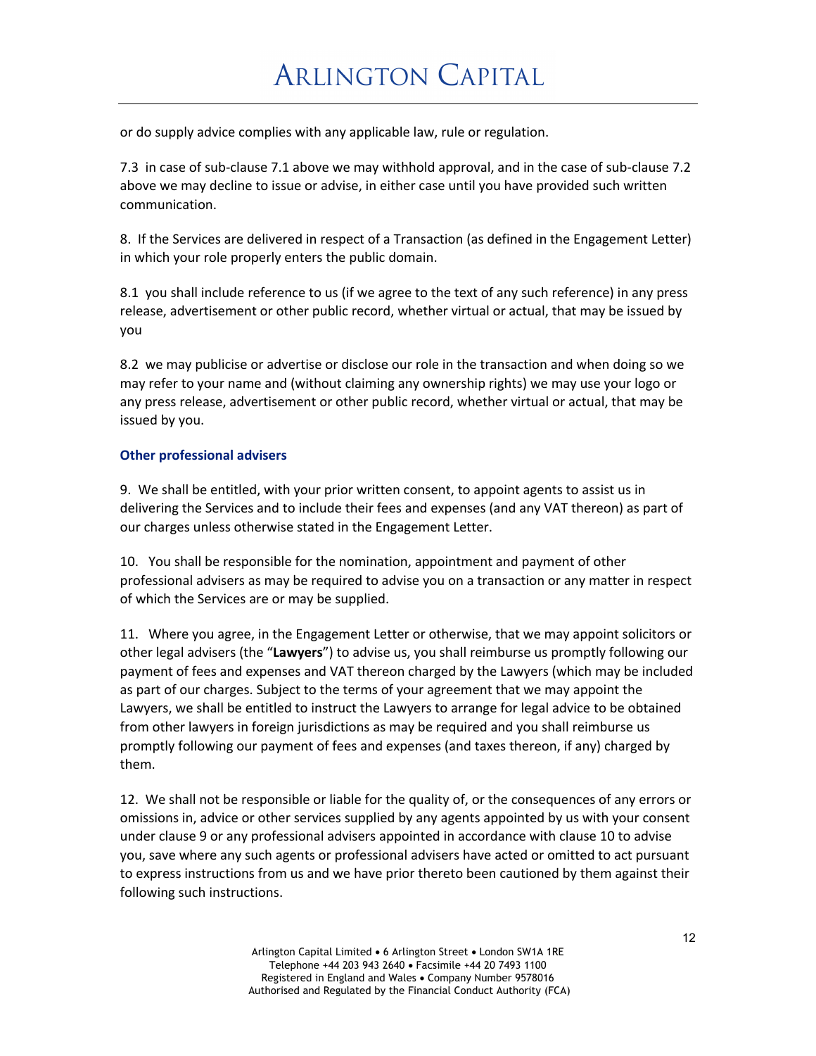or do supply advice complies with any applicable law, rule or regulation.

7.3 in case of sub-clause 7.1 above we may withhold approval, and in the case of sub-clause 7.2 above we may decline to issue or advise, in either case until you have provided such written communication.

8. If the Services are delivered in respect of a Transaction (as defined in the Engagement Letter) in which your role properly enters the public domain.

8.1 you shall include reference to us (if we agree to the text of any such reference) in any press release, advertisement or other public record, whether virtual or actual, that may be issued by you

8.2 we may publicise or advertise or disclose our role in the transaction and when doing so we may refer to your name and (without claiming any ownership rights) we may use your logo or any press release, advertisement or other public record, whether virtual or actual, that may be issued by you.

### Other professional advisers

9. We shall be entitled, with your prior written consent, to appoint agents to assist us in delivering the Services and to include their fees and expenses (and any VAT thereon) as part of our charges unless otherwise stated in the Engagement Letter.

10. You shall be responsible for the nomination, appointment and payment of other professional advisers as may be required to advise you on a transaction or any matter in respect of which the Services are or may be supplied.

11. Where you agree, in the Engagement Letter or otherwise, that we may appoint solicitors or other legal advisers (the "**Lawyers**") to advise us, you shall reimburse us promptly following our payment of fees and expenses and VAT thereon charged by the Lawyers (which may be included as part of our charges. Subject to the terms of your agreement that we may appoint the Lawyers, we shall be entitled to instruct the Lawyers to arrange for legal advice to be obtained from other lawyers in foreign jurisdictions as may be required and you shall reimburse us promptly following our payment of fees and expenses (and taxes thereon, if any) charged by them.

12. We shall not be responsible or liable for the quality of, or the consequences of any errors or omissions in, advice or other services supplied by any agents appointed by us with your consent under clause 9 or any professional advisers appointed in accordance with clause 10 to advise you, save where any such agents or professional advisers have acted or omitted to act pursuant to express instructions from us and we have prior thereto been cautioned by them against their following such instructions.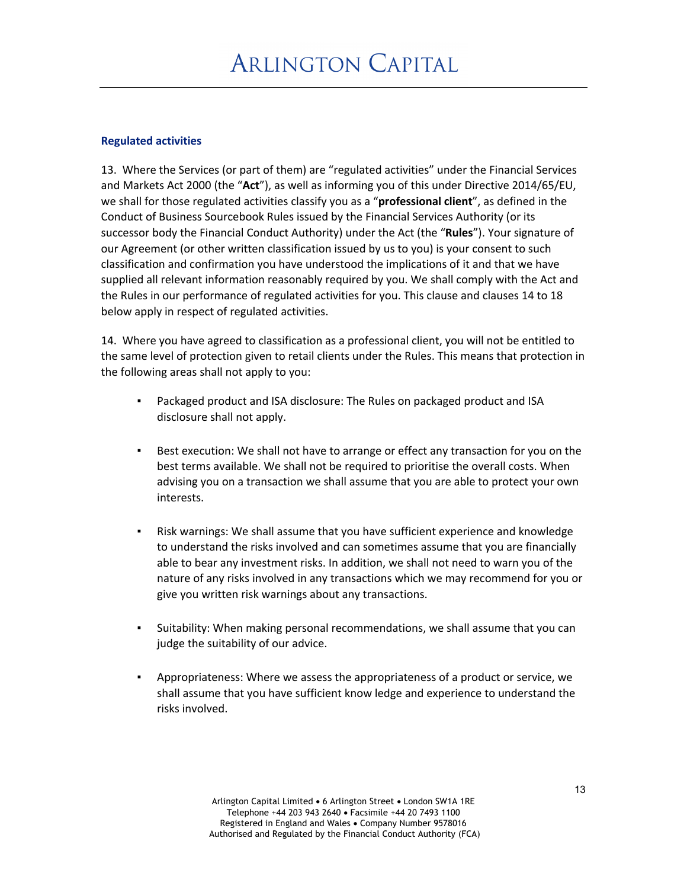## Regulated activities

13. Where the Services (or part of them) are "regulated activities" under the Financial Services and Markets Act 2000 (the "**Act**"), as well as informing you of this under Directive 2014/65/EU, we shall for those regulated activities classify you as a "**professional client**", as defined in the Conduct of Business Sourcebook Rules issued by the Financial Services Authority (or its successor body the Financial Conduct Authority) under the Act (the "**Rules**"). Your signature of our Agreement (or other written classification issued by us to you) is your consent to such classification and confirmation you have understood the implications of it and that we have supplied all relevant information reasonably required by you. We shall comply with the Act and the Rules in our performance of regulated activities for you. This clause and clauses 14 to 18 below apply in respect of regulated activities.

14. Where you have agreed to classification as a professional client, you will not be entitled to the same level of protection given to retail clients under the Rules. This means that protection in the following areas shall not apply to you:

- Packaged product and ISA disclosure: The Rules on packaged product and ISA disclosure shall not apply.
- Best execution: We shall not have to arrange or effect any transaction for you on the best terms available. We shall not be required to prioritise the overall costs. When advising you on a transaction we shall assume that you are able to protect your own interests.
- Risk warnings: We shall assume that you have sufficient experience and knowledge to understand the risks involved and can sometimes assume that you are financially able to bear any investment risks. In addition, we shall not need to warn you of the nature of any risks involved in any transactions which we may recommend for you or give you written risk warnings about any transactions.
- Suitability: When making personal recommendations, we shall assume that you can judge the suitability of our advice.
- Appropriateness: Where we assess the appropriateness of a product or service, we shall assume that you have sufficient know ledge and experience to understand the risks involved.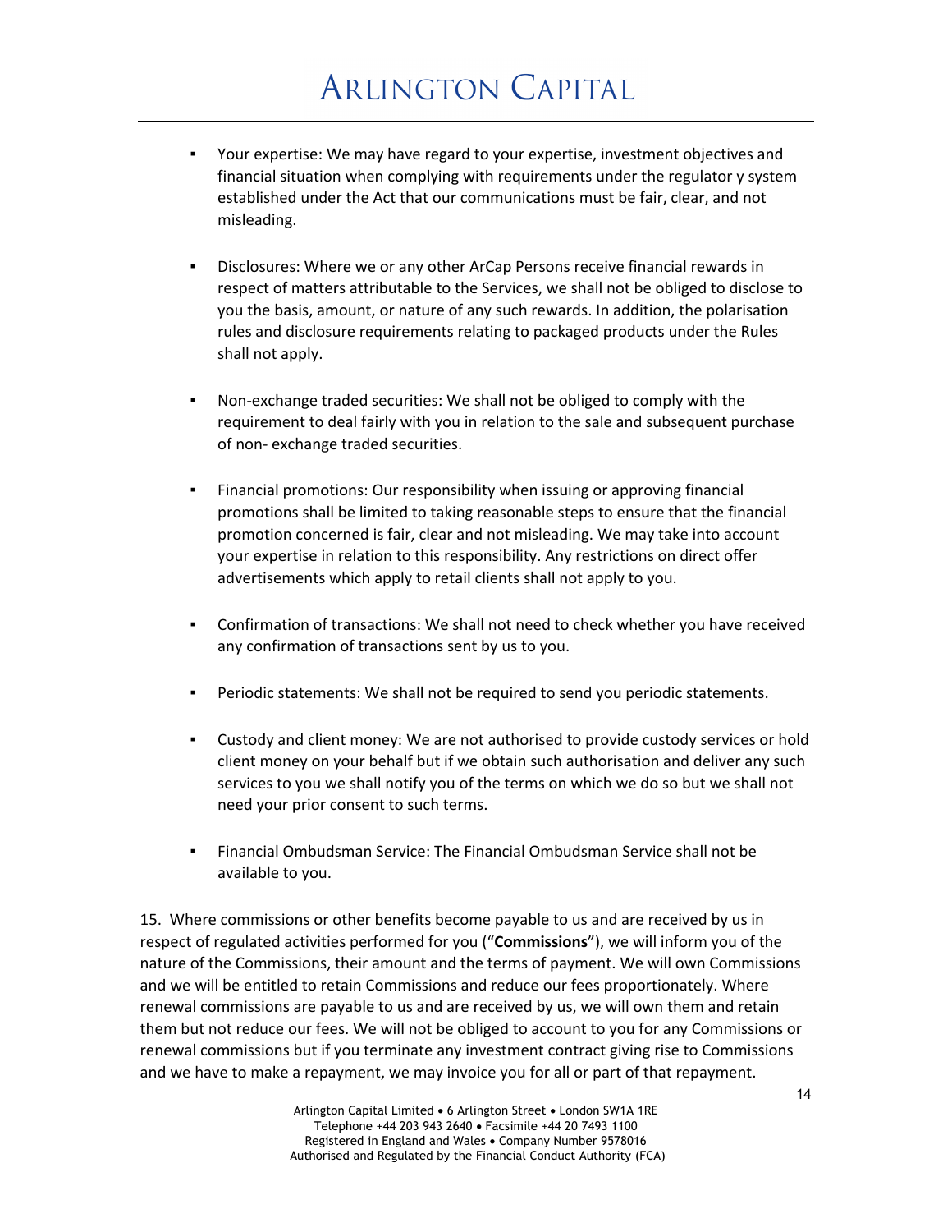- Your expertise: We may have regard to your expertise, investment objectives and financial situation when complying with requirements under the regulator y system established under the Act that our communications must be fair, clear, and not misleading.

- Disclosures: Where we or any other ArCap Persons receive financial rewards in respect of matters attributable to the Services, we shall not be obliged to disclose to you the basis, amount, or nature of any such rewards. In addition, the polarisation rules and disclosure requirements relating to packaged products under the Rules shall not apply.

- Non-exchange traded securities: We shall not be obliged to comply with the requirement to deal fairly with you in relation to the sale and subsequent purchase of non- exchange traded securities.

- Financial promotions: Our responsibility when issuing or approving financial promotions shall be limited to taking reasonable steps to ensure that the financial promotion concerned is fair, clear and not misleading. We may take into account your expertise in relation to this responsibility. Any restrictions on direct offer advertisements which apply to retail clients shall not apply to you.

- Confirmation of transactions: We shall not need to check whether you have received any confirmation of transactions sent by us to you.

- Periodic statements: We shall not be required to send you periodic statements.

- Custody and client money: We are not authorised to provide custody services or hold client money on your behalf but if we obtain such authorisation and deliver any such services to you we shall notify you of the terms on which we do so but we shall not need your prior consent to such terms.

- Financial Ombudsman Service: The Financial Ombudsman Service shall not be available to you.

15. Where commissions or other benefits become payable to us and are received by us in respect of regulated activities performed for you ("**Commissions**"), we will inform you of the nature of the Commissions, their amount and the terms of payment. We will own Commissions and we will be entitled to retain Commissions and reduce our fees proportionately. Where renewal commissions are payable to us and are received by us, we will own them and retain them but not reduce our fees. We will not be obliged to account to you for any Commissions or renewal commissions but if you terminate any investment contract giving rise to Commissions and we have to make a repayment, we may invoice you for all or part of that repayment.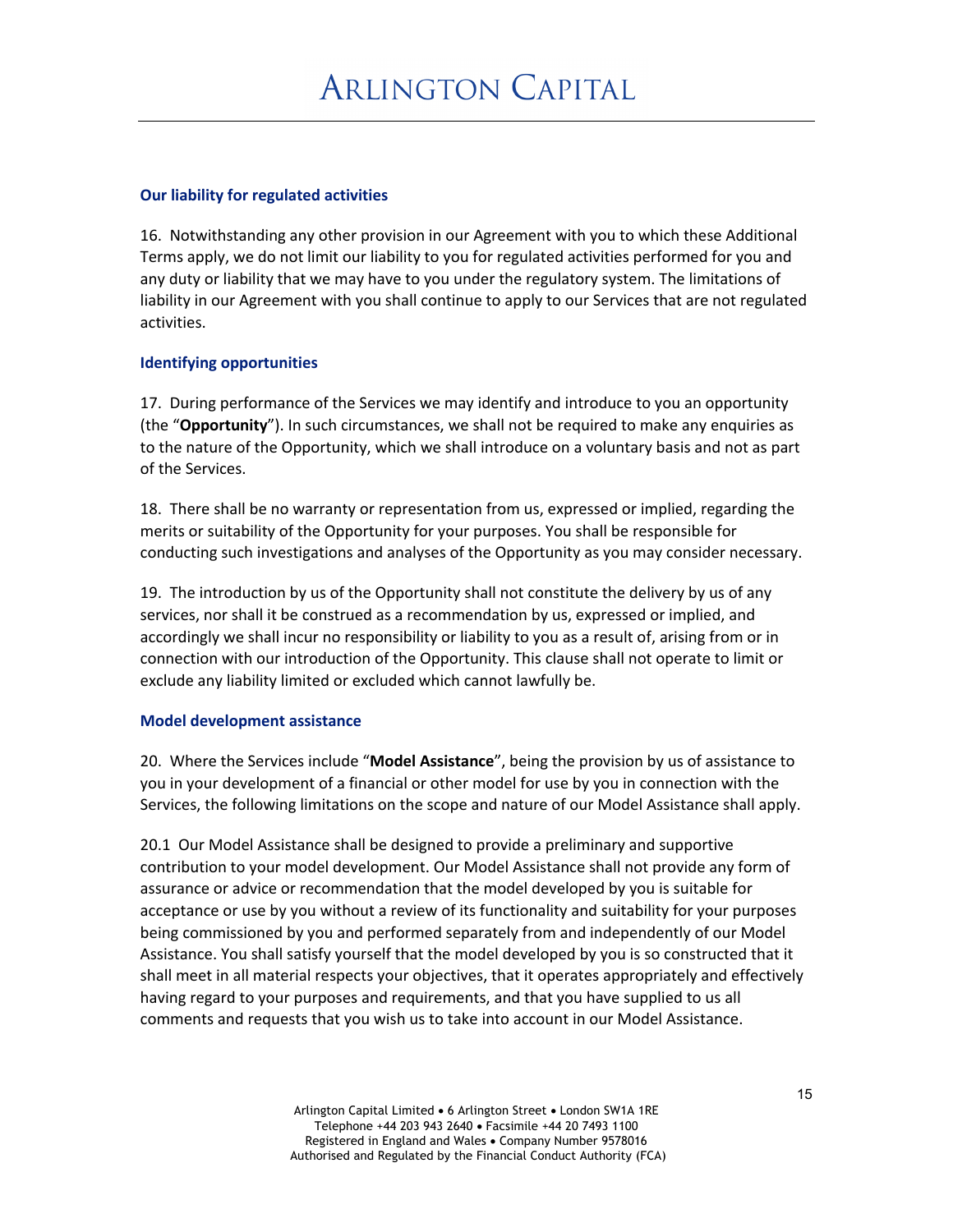### Our liability for regulated activities

16. Notwithstanding any other provision in our Agreement with you to which these Additional Terms apply, we do not limit our liability to you for regulated activities performed for you and any duty or liability that we may have to you under the regulatory system. The limitations of liability in our Agreement with you shall continue to apply to our Services that are not regulated activities.

### Identifying opportunities

17. During performance of the Services we may identify and introduce to you an opportunity (the "**Opportunity**"). In such circumstances, we shall not be required to make any enquiries as to the nature of the Opportunity, which we shall introduce on a voluntary basis and not as part of the Services.

18. There shall be no warranty or representation from us, expressed or implied, regarding the merits or suitability of the Opportunity for your purposes. You shall be responsible for conducting such investigations and analyses of the Opportunity as you may consider necessary.

19. The introduction by us of the Opportunity shall not constitute the delivery by us of any services, nor shall it be construed as a recommendation by us, expressed or implied, and accordingly we shall incur no responsibility or liability to you as a result of, arising from or in connection with our introduction of the Opportunity. This clause shall not operate to limit or exclude any liability limited or excluded which cannot lawfully be.

### Model development assistance

20. Where the Services include "**Model Assistance**", being the provision by us of assistance to you in your development of a financial or other model for use by you in connection with the Services, the following limitations on the scope and nature of our Model Assistance shall apply.

20.1 Our Model Assistance shall be designed to provide a preliminary and supportive contribution to your model development. Our Model Assistance shall not provide any form of assurance or advice or recommendation that the model developed by you is suitable for acceptance or use by you without a review of its functionality and suitability for your purposes being commissioned by you and performed separately from and independently of our Model Assistance. You shall satisfy yourself that the model developed by you is so constructed that it shall meet in all material respects your objectives, that it operates appropriately and effectively having regard to your purposes and requirements, and that you have supplied to us all comments and requests that you wish us to take into account in our Model Assistance.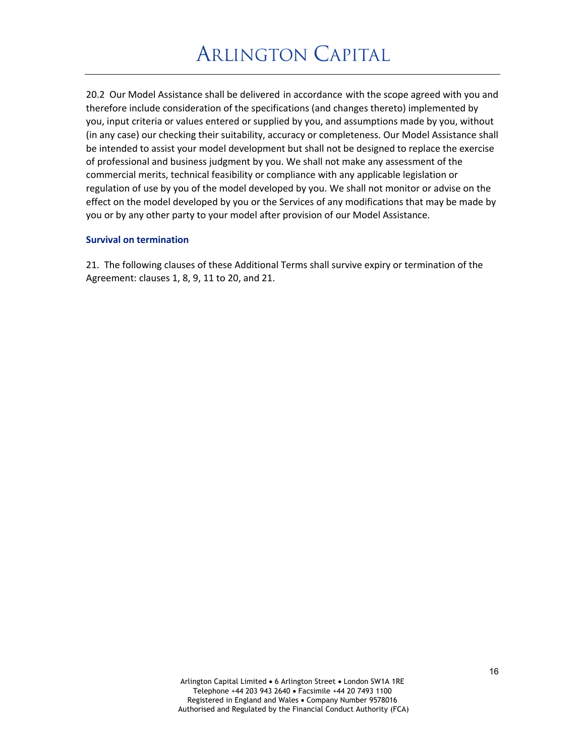20.2 Our Model Assistance shall be delivered in accordance with the scope agreed with you and therefore include consideration of the specifications (and changes thereto) implemented by you, input criteria or values entered or supplied by you, and assumptions made by you, without (in any case) our checking their suitability, accuracy or completeness. Our Model Assistance shall be intended to assist your model development but shall not be designed to replace the exercise of professional and business judgment by you. We shall not make any assessment of the commercial merits, technical feasibility or compliance with any applicable legislation or regulation of use by you of the model developed by you. We shall not monitor or advise on the effect on the model developed by you or the Services of any modifications that may be made by you or by any other party to your model after provision of our Model Assistance.

### Survival on termination

21. The following clauses of these Additional Terms shall survive expiry or termination of the Agreement: clauses 1, 8, 9, 11 to 20, and 21.